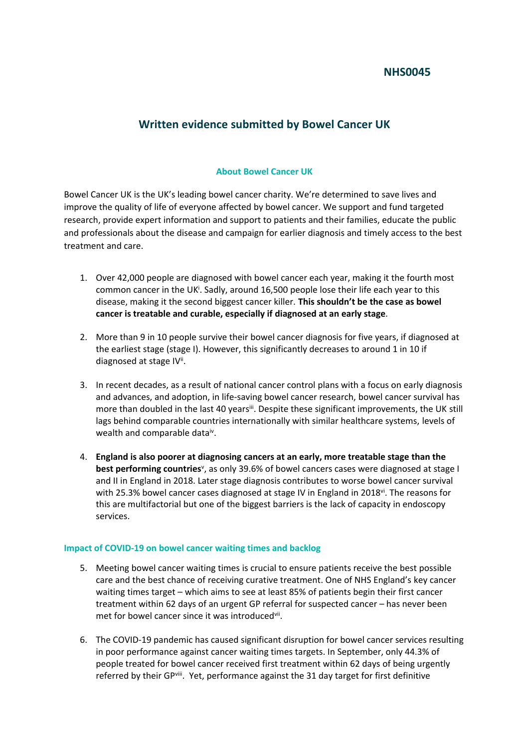NHS0045

# Written evidence submitted by Bowel Cancer UK

### About Bowel Cancer UK

Bowel Cancer UK is the UK's leading bowel cancer charity. We're determined to save lives and improve the quality of life of everyone affected by bowel cancer. We support and fund targeted research, provide expert information and support to patients and their families, educate the public and professionals about the disease and campaign for earlier diagnosis and timely access to the best treatment and care.

1. Over 42,000 people are diagnosed with bowel cancer each year, making it the fourth most common cancer in the UK[i]. Sadly, around 16,500 people lose their life each year to this disease, making it the second biggest cancer killer. **This shouldn't be the case as bowel cancer is treatable and curable, especially if diagnosed at an early stage**.

2. More than 9 in 10 people survive their bowel cancer diagnosis for five years, if diagnosed at the earliest stage (stage I). However, this significantly decreases to around 1 in 10 if diagnosed at stage IV[ii].

3. In recent decades, as a result of national cancer control plans with a focus on early diagnosis and advances, and adoption, in life-saving bowel cancer research, bowel cancer survival has more than doubled in the last 40 years[iii]. Despite these significant improvements, the UK still lags behind comparable countries internationally with similar healthcare systems, levels of wealth and comparable data[iv].

4. **England is also poorer at diagnosing cancers at an early, more treatable stage than the best performing countries**[v], as only 39.6% of bowel cancers cases were diagnosed at stage I and II in England in 2018. Later stage diagnosis contributes to worse bowel cancer survival with 25.3% bowel cancer cases diagnosed at stage IV in England in 2018[vi]. The reasons for this are multifactorial but one of the biggest barriers is the lack of capacity in endoscopy services.

### Impact of COVID-19 on bowel cancer waiting times and backlog

5. Meeting bowel cancer waiting times is crucial to ensure patients receive the best possible care and the best chance of receiving curative treatment. One of NHS England's key cancer waiting times target – which aims to see at least 85% of patients begin their first cancer treatment within 62 days of an urgent GP referral for suspected cancer – has never been met for bowel cancer since it was introduced[vii].

6. The COVID-19 pandemic has caused significant disruption for bowel cancer services resulting in poor performance against cancer waiting times targets. In September, only 44.3% of people treated for bowel cancer received first treatment within 62 days of being urgently referred by their GP[viii]. Yet, performance against the 31 day target for first definitive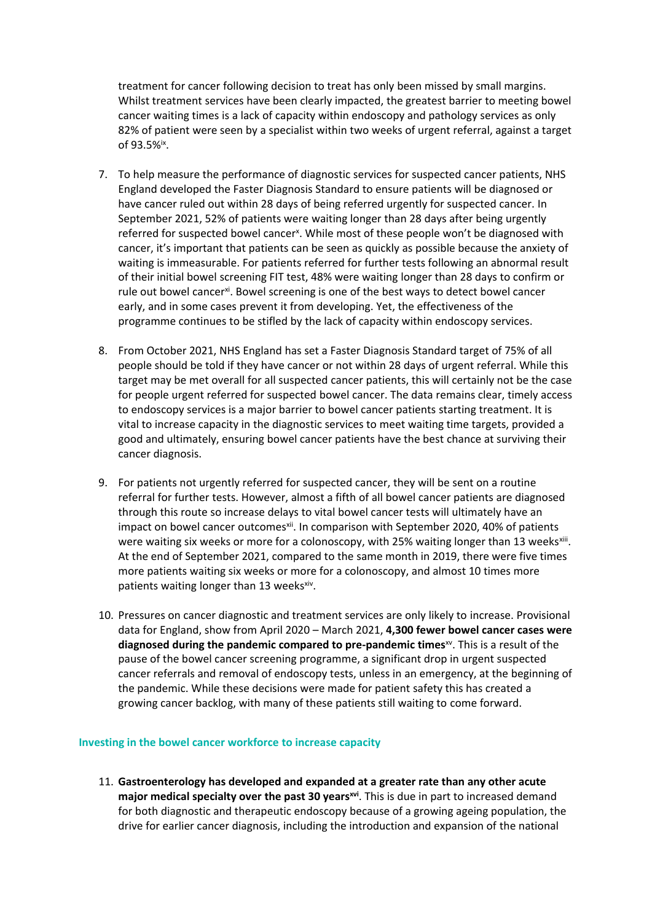treatment for cancer following decision to treat has only been missed by small margins. Whilst treatment services have been clearly impacted, the greatest barrier to meeting bowel cancer waiting times is a lack of capacity within endoscopy and pathology services as only 82% of patient were seen by a specialist within two weeks of urgent referral, against a target of 93.5%[ix].

7. To help measure the performance of diagnostic services for suspected cancer patients, NHS England developed the Faster Diagnosis Standard to ensure patients will be diagnosed or have cancer ruled out within 28 days of being referred urgently for suspected cancer. In September 2021, 52% of patients were waiting longer than 28 days after being urgently referred for suspected bowel cancer[x]. While most of these people won't be diagnosed with cancer, it's important that patients can be seen as quickly as possible because the anxiety of waiting is immeasurable. For patients referred for further tests following an abnormal result of their initial bowel screening FIT test, 48% were waiting longer than 28 days to confirm or rule out bowel cancer[xi]. Bowel screening is one of the best ways to detect bowel cancer early, and in some cases prevent it from developing. Yet, the effectiveness of the programme continues to be stifled by the lack of capacity within endoscopy services.

8. From October 2021, NHS England has set a Faster Diagnosis Standard target of 75% of all people should be told if they have cancer or not within 28 days of urgent referral. While this target may be met overall for all suspected cancer patients, this will certainly not be the case for people urgent referred for suspected bowel cancer. The data remains clear, timely access to endoscopy services is a major barrier to bowel cancer patients starting treatment. It is vital to increase capacity in the diagnostic services to meet waiting time targets, provided a good and ultimately, ensuring bowel cancer patients have the best chance at surviving their cancer diagnosis.

9. For patients not urgently referred for suspected cancer, they will be sent on a routine referral for further tests. However, almost a fifth of all bowel cancer patients are diagnosed through this route so increase delays to vital bowel cancer tests will ultimately have an impact on bowel cancer outcomes[xii]. In comparison with September 2020, 40% of patients were waiting six weeks or more for a colonoscopy, with 25% waiting longer than 13 weeks[xiii]. At the end of September 2021, compared to the same month in 2019, there were five times more patients waiting six weeks or more for a colonoscopy, and almost 10 times more patients waiting longer than 13 weeks[xiv].

10. Pressures on cancer diagnostic and treatment services are only likely to increase. Provisional data for England, show from April 2020 – March 2021, **4,300 fewer bowel cancer cases were diagnosed during the pandemic compared to pre-pandemic times**[xv]. This is a result of the pause of the bowel cancer screening programme, a significant drop in urgent suspected cancer referrals and removal of endoscopy tests, unless in an emergency, at the beginning of the pandemic. While these decisions were made for patient safety this has created a growing cancer backlog, with many of these patients still waiting to come forward.

### Investing in the bowel cancer workforce to increase capacity

11. **Gastroenterology has developed and expanded at a greater rate than any other acute major medical specialty over the past 30 years**[xvi]. This is due in part to increased demand for both diagnostic and therapeutic endoscopy because of a growing ageing population, the drive for earlier cancer diagnosis, including the introduction and expansion of the national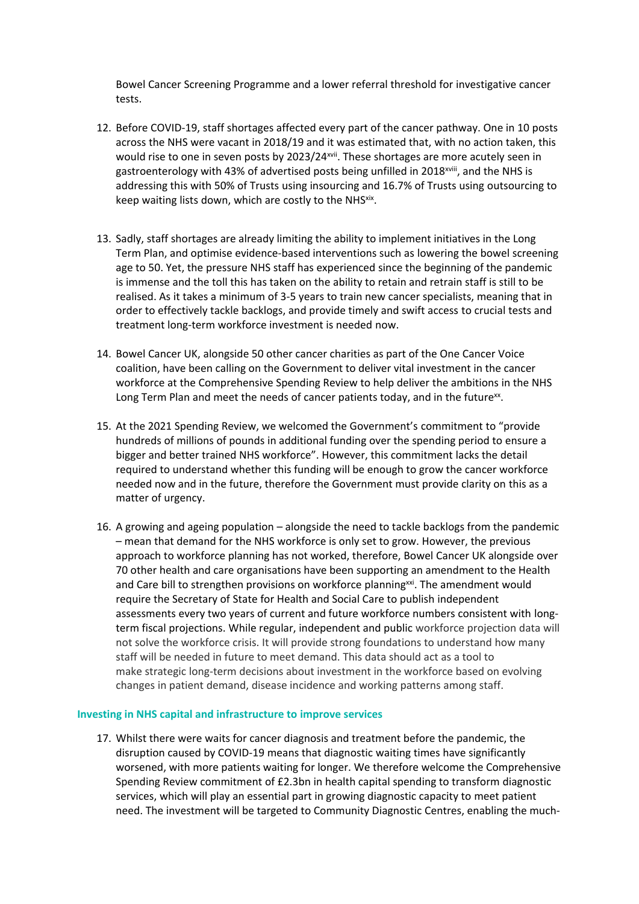Bowel Cancer Screening Programme and a lower referral threshold for investigative cancer tests.

12. Before COVID-19, staff shortages affected every part of the cancer pathway. One in 10 posts across the NHS were vacant in 2018/19 and it was estimated that, with no action taken, this would rise to one in seven posts by 2023/24[xvii]. These shortages are more acutely seen in gastroenterology with 43% of advertised posts being unfilled in 2018[xviii], and the NHS is addressing this with 50% of Trusts using insourcing and 16.7% of Trusts using outsourcing to keep waiting lists down, which are costly to the NHS[xix].

13. Sadly, staff shortages are already limiting the ability to implement initiatives in the Long Term Plan, and optimise evidence-based interventions such as lowering the bowel screening age to 50. Yet, the pressure NHS staff has experienced since the beginning of the pandemic is immense and the toll this has taken on the ability to retain and retrain staff is still to be realised. As it takes a minimum of 3-5 years to train new cancer specialists, meaning that in order to effectively tackle backlogs, and provide timely and swift access to crucial tests and treatment long-term workforce investment is needed now.

14. Bowel Cancer UK, alongside 50 other cancer charities as part of the One Cancer Voice coalition, have been calling on the Government to deliver vital investment in the cancer workforce at the Comprehensive Spending Review to help deliver the ambitions in the NHS Long Term Plan and meet the needs of cancer patients today, and in the future[xx].

15. At the 2021 Spending Review, we welcomed the Government's commitment to "provide hundreds of millions of pounds in additional funding over the spending period to ensure a bigger and better trained NHS workforce". However, this commitment lacks the detail required to understand whether this funding will be enough to grow the cancer workforce needed now and in the future, therefore the Government must provide clarity on this as a matter of urgency.

16. A growing and ageing population – alongside the need to tackle backlogs from the pandemic – mean that demand for the NHS workforce is only set to grow. However, the previous approach to workforce planning has not worked, therefore, Bowel Cancer UK alongside over 70 other health and care organisations have been supporting an amendment to the Health and Care bill to strengthen provisions on workforce planning[xxi]. The amendment would require the Secretary of State for Health and Social Care to publish independent assessments every two years of current and future workforce numbers consistent with long-term fiscal projections. While regular, independent and public workforce projection data will not solve the workforce crisis. It will provide strong foundations to understand how many staff will be needed in future to meet demand. This data should act as a tool to make strategic long-term decisions about investment in the workforce based on evolving changes in patient demand, disease incidence and working patterns among staff.

### Investing in NHS capital and infrastructure to improve services

17. Whilst there were waits for cancer diagnosis and treatment before the pandemic, the disruption caused by COVID-19 means that diagnostic waiting times have significantly worsened, with more patients waiting for longer. We therefore welcome the Comprehensive Spending Review commitment of £2.3bn in health capital spending to transform diagnostic services, which will play an essential part in growing diagnostic capacity to meet patient need. The investment will be targeted to Community Diagnostic Centres, enabling the much-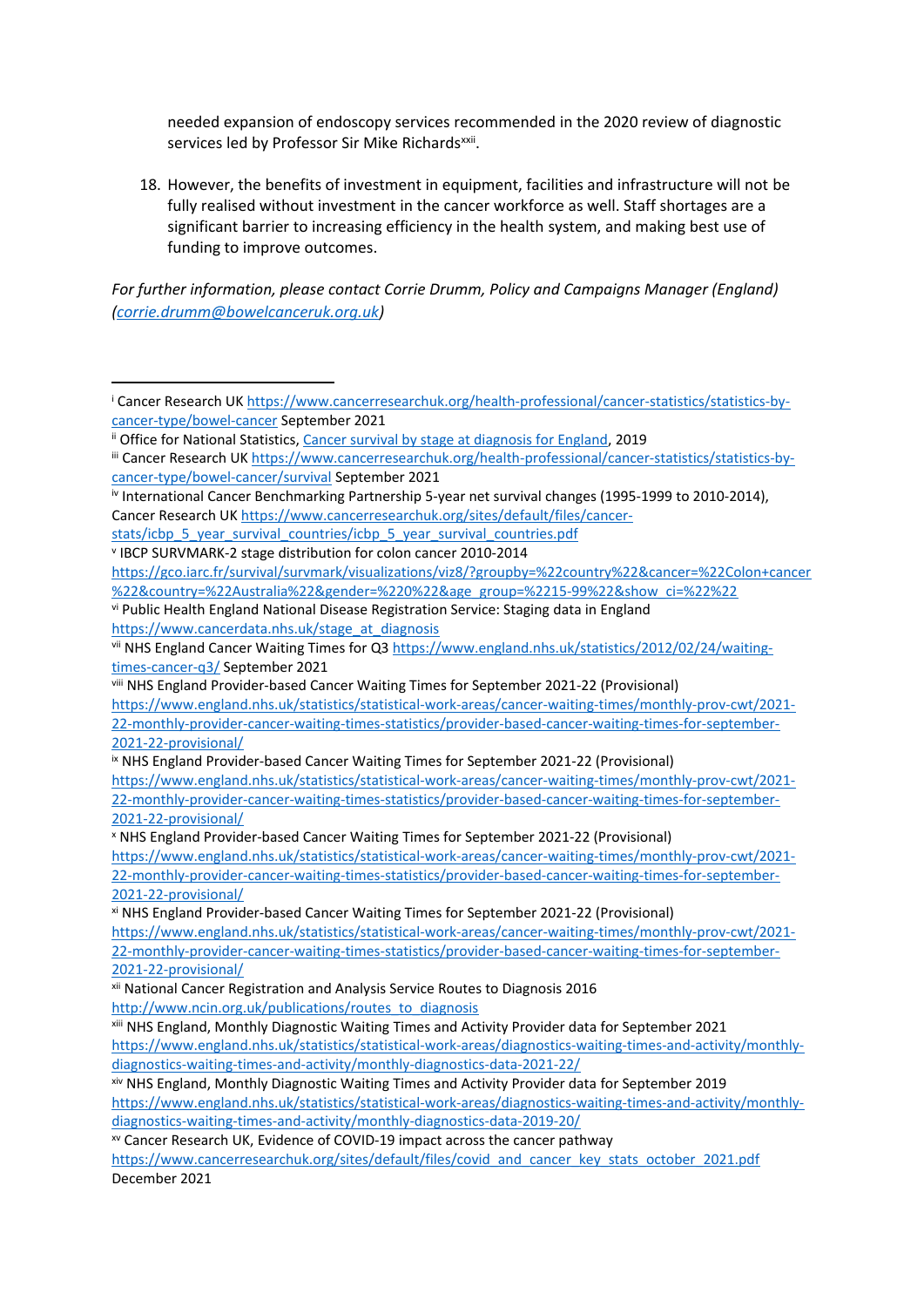needed expansion of endoscopy services recommended in the 2020 review of diagnostic services led by Professor Sir Mike Richards[xxii].

18. However, the benefits of investment in equipment, facilities and infrastructure will not be fully realised without investment in the cancer workforce as well. Staff shortages are a significant barrier to increasing efficiency in the health system, and making best use of funding to improve outcomes.

*For further information, please contact Corrie Drumm, Policy and Campaigns Manager (England) (corrie.drumm@bowelcanceruk.org.uk)*

---

[i] Cancer Research UK https://www.cancerresearchuk.org/health-professional/cancer-statistics/statistics-by-cancer-type/bowel-cancer September 2021

[ii] Office for National Statistics, Cancer survival by stage at diagnosis for England, 2019

[iii] Cancer Research UK https://www.cancerresearchuk.org/health-professional/cancer-statistics/statistics-by-cancer-type/bowel-cancer/survival September 2021

[iv] International Cancer Benchmarking Partnership 5-year net survival changes (1995-1999 to 2010-2014), Cancer Research UK https://www.cancerresearchuk.org/sites/default/files/cancer-stats/icbp_5_year_survival_countries/icbp_5_year_survival_countries.pdf

[v] IBCP SURVMARK-2 stage distribution for colon cancer 2010-2014 https://gco.iarc.fr/survival/survmark/visualizations/viz8/?groupby=%22country%22&cancer=%22Colon+cancer%22&country=%22Australia%22&gender=%220%22&age_group=%2215-99%22&show_ci=%22%22

[vi] Public Health England National Disease Registration Service: Staging data in England https://www.cancerdata.nhs.uk/stage_at_diagnosis

[vii] NHS England Cancer Waiting Times for Q3 https://www.england.nhs.uk/statistics/2012/02/24/waiting-times-cancer-q3/ September 2021

[viii] NHS England Provider-based Cancer Waiting Times for September 2021-22 (Provisional) https://www.england.nhs.uk/statistics/statistical-work-areas/cancer-waiting-times/monthly-prov-cwt/2021-22-monthly-provider-cancer-waiting-times-statistics/provider-based-cancer-waiting-times-for-september-2021-22-provisional/

[ix] NHS England Provider-based Cancer Waiting Times for September 2021-22 (Provisional) https://www.england.nhs.uk/statistics/statistical-work-areas/cancer-waiting-times/monthly-prov-cwt/2021-22-monthly-provider-cancer-waiting-times-statistics/provider-based-cancer-waiting-times-for-september-2021-22-provisional/

[x] NHS England Provider-based Cancer Waiting Times for September 2021-22 (Provisional) https://www.england.nhs.uk/statistics/statistical-work-areas/cancer-waiting-times/monthly-prov-cwt/2021-22-monthly-provider-cancer-waiting-times-statistics/provider-based-cancer-waiting-times-for-september-2021-22-provisional/

[xi] NHS England Provider-based Cancer Waiting Times for September 2021-22 (Provisional) https://www.england.nhs.uk/statistics/statistical-work-areas/cancer-waiting-times/monthly-prov-cwt/2021-22-monthly-provider-cancer-waiting-times-statistics/provider-based-cancer-waiting-times-for-september-2021-22-provisional/

[xii] National Cancer Registration and Analysis Service Routes to Diagnosis 2016 http://www.ncin.org.uk/publications/routes_to_diagnosis

[xiii] NHS England, Monthly Diagnostic Waiting Times and Activity Provider data for September 2021 https://www.england.nhs.uk/statistics/statistical-work-areas/diagnostics-waiting-times-and-activity/monthly-diagnostics-waiting-times-and-activity/monthly-diagnostics-data-2021-22/

[xiv] NHS England, Monthly Diagnostic Waiting Times and Activity Provider data for September 2019 https://www.england.nhs.uk/statistics/statistical-work-areas/diagnostics-waiting-times-and-activity/monthly-diagnostics-waiting-times-and-activity/monthly-diagnostics-data-2019-20/

[xv] Cancer Research UK, Evidence of COVID-19 impact across the cancer pathway https://www.cancerresearchuk.org/sites/default/files/covid_and_cancer_key_stats_october_2021.pdf December 2021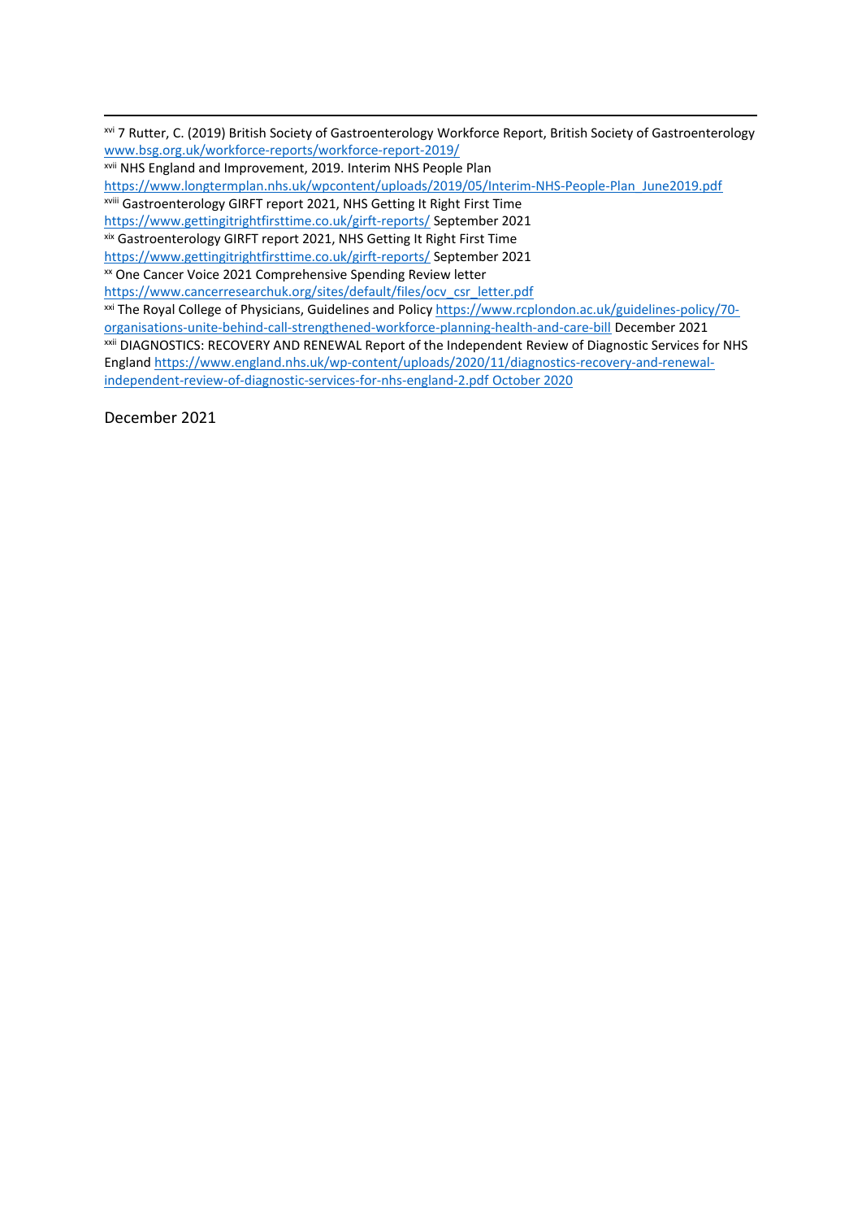---

[xvi] 7 Rutter, C. (2019) British Society of Gastroenterology Workforce Report, British Society of Gastroenterology www.bsg.org.uk/workforce-reports/workforce-report-2019/

[xvii] NHS England and Improvement, 2019. Interim NHS People Plan https://www.longtermplan.nhs.uk/wpcontent/uploads/2019/05/Interim-NHS-People-Plan_June2019.pdf

[xviii] Gastroenterology GIRFT report 2021, NHS Getting It Right First Time https://www.gettingitrightfirsttime.co.uk/girft-reports/ September 2021

[xix] Gastroenterology GIRFT report 2021, NHS Getting It Right First Time https://www.gettingitrightfirsttime.co.uk/girft-reports/ September 2021

[xx] One Cancer Voice 2021 Comprehensive Spending Review letter https://www.cancerresearchuk.org/sites/default/files/ocv_csr_letter.pdf

[xxi] The Royal College of Physicians, Guidelines and Policy https://www.rcplondon.ac.uk/guidelines-policy/70-organisations-unite-behind-call-strengthened-workforce-planning-health-and-care-bill December 2021

[xxii] DIAGNOSTICS: RECOVERY AND RENEWAL Report of the Independent Review of Diagnostic Services for NHS England https://www.england.nhs.uk/wp-content/uploads/2020/11/diagnostics-recovery-and-renewal-independent-review-of-diagnostic-services-for-nhs-england-2.pdf October 2020

December 2021